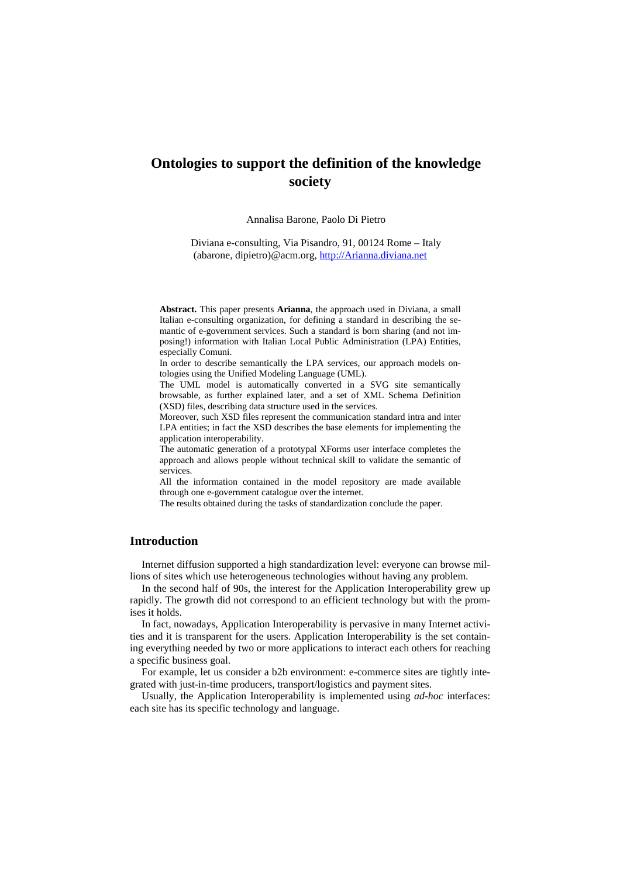# Ontologies to support the definition of the knowledge society

Annalisa Barone, Paolo Di Pietro

Diviana e-consulting, Via Pisandro, 91, 00124 Rome – Italy
(abarone, dipietro)@acm.org, http://Arianna.diviana.net

**Abstract.** This paper presents **Arianna**, the approach used in Diviana, a small Italian e-consulting organization, for defining a standard in describing the semantic of e-government services. Such a standard is born sharing (and not imposing!) information with Italian Local Public Administration (LPA) Entities, especially Comuni.
In order to describe semantically the LPA services, our approach models ontologies using the Unified Modeling Language (UML).
The UML model is automatically converted in a SVG site semantically browsable, as further explained later, and a set of XML Schema Definition (XSD) files, describing data structure used in the services.
Moreover, such XSD files represent the communication standard intra and inter LPA entities; in fact the XSD describes the base elements for implementing the application interoperability.
The automatic generation of a prototypal XForms user interface completes the approach and allows people without technical skill to validate the semantic of services.
All the information contained in the model repository are made available through one e-government catalogue over the internet.
The results obtained during the tasks of standardization conclude the paper.

## Introduction

Internet diffusion supported a high standardization level: everyone can browse millions of sites which use heterogeneous technologies without having any problem.

In the second half of 90s, the interest for the Application Interoperability grew up rapidly. The growth did not correspond to an efficient technology but with the promises it holds.

In fact, nowadays, Application Interoperability is pervasive in many Internet activities and it is transparent for the users. Application Interoperability is the set containing everything needed by two or more applications to interact each others for reaching a specific business goal.

For example, let us consider a b2b environment: e-commerce sites are tightly integrated with just-in-time producers, transport/logistics and payment sites.

Usually, the Application Interoperability is implemented using *ad-hoc* interfaces: each site has its specific technology and language.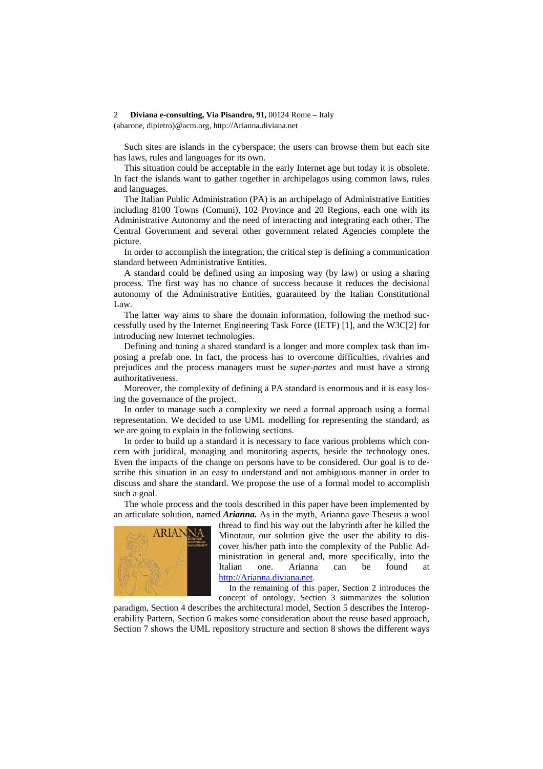Such sites are islands in the cyberspace: the users can browse them but each site has laws, rules and languages for its own.

This situation could be acceptable in the early Internet age but today it is obsolete. In fact the islands want to gather together in archipelagos using common laws, rules and languages.

The Italian Public Administration (PA) is an archipelago of Administrative Entities including 8100 Towns (Comuni), 102 Province and 20 Regions, each one with its Administrative Autonomy and the need of interacting and integrating each other. The Central Government and several other government related Agencies complete the picture.

In order to accomplish the integration, the critical step is defining a communication standard between Administrative Entities.

A standard could be defined using an imposing way (by law) or using a sharing process. The first way has no chance of success because it reduces the decisional autonomy of the Administrative Entities, guaranteed by the Italian Constitutional Law.

The latter way aims to share the domain information, following the method successfully used by the Internet Engineering Task Force (IETF) [1], and the W3C[2] for introducing new Internet technologies.

Defining and tuning a shared standard is a longer and more complex task than imposing a prefab one. In fact, the process has to overcome difficulties, rivalries and prejudices and the process managers must be *super-partes* and must have a strong authoritativeness.

Moreover, the complexity of defining a PA standard is enormous and it is easy losing the governance of the project.

In order to manage such a complexity we need a formal approach using a formal representation. We decided to use UML modelling for representing the standard, as we are going to explain in the following sections.

In order to build up a standard it is necessary to face various problems which concern with juridical, managing and monitoring aspects, beside the technology ones. Even the impacts of the change on persons have to be considered. Our goal is to describe this situation in an easy to understand and not ambiguous manner in order to discuss and share the standard. We propose the use of a formal model to accomplish such a goal.

The whole process and the tools described in this paper have been implemented by an articulate solution, named ***Arianna.*** As in the myth, Arianna gave Theseus a wool thread to find his way out the labyrinth after he killed the Minotaur, our solution give the user the ability to discover his/her path into the complexity of the Public Administration in general and, more specifically, into the Italian one. Arianna can be found at http://Arianna.diviana.net.

In the remaining of this paper, Section 2 introduces the concept of ontology, Section 3 summarizes the solution paradigm, Section 4 describes the architectural model, Section 5 describes the Interoperability Pattern, Section 6 makes some consideration about the reuse based approach, Section 7 shows the UML repository structure and section 8 shows the different ways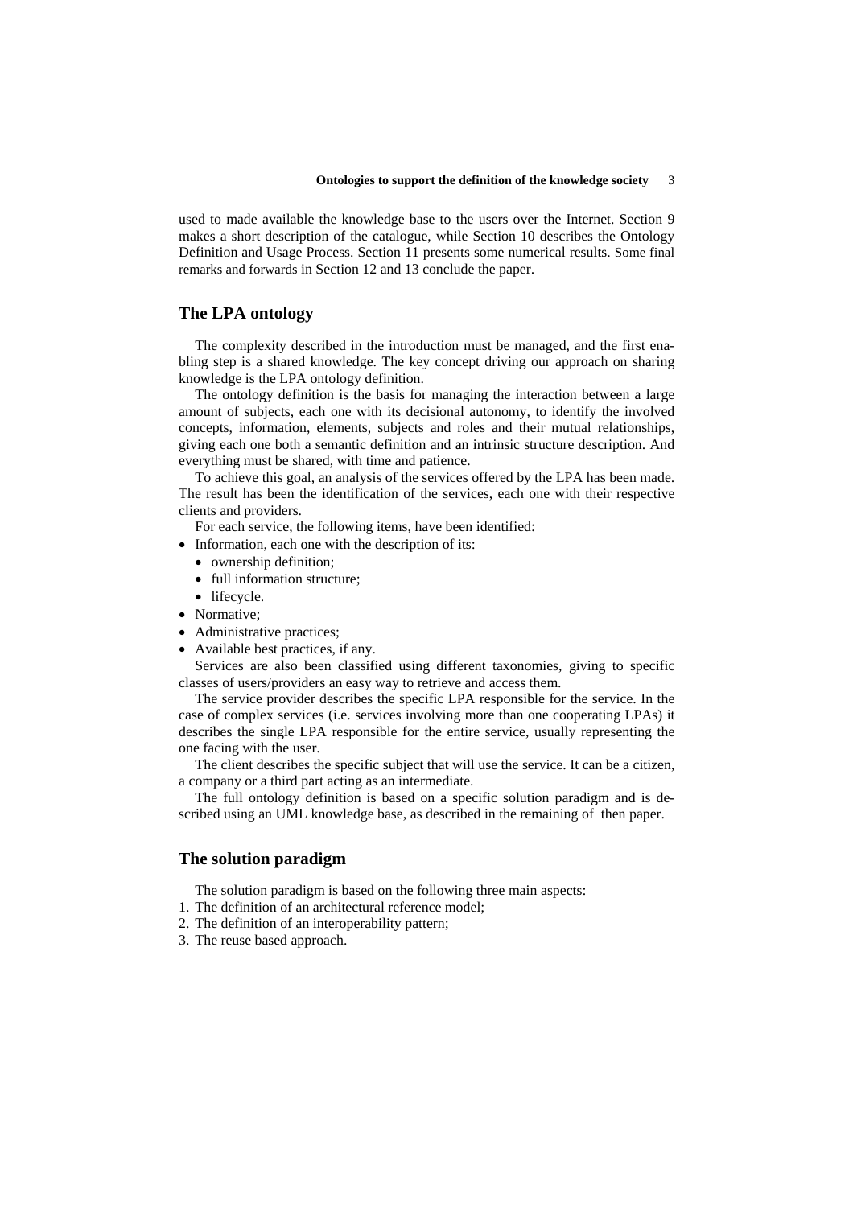used to made available the knowledge base to the users over the Internet. Section 9 makes a short description of the catalogue, while Section 10 describes the Ontology Definition and Usage Process. Section 11 presents some numerical results. Some final remarks and forwards in Section 12 and 13 conclude the paper.

## The LPA ontology

The complexity described in the introduction must be managed, and the first enabling step is a shared knowledge. The key concept driving our approach on sharing knowledge is the LPA ontology definition.

The ontology definition is the basis for managing the interaction between a large amount of subjects, each one with its decisional autonomy, to identify the involved concepts, information, elements, subjects and roles and their mutual relationships, giving each one both a semantic definition and an intrinsic structure description. And everything must be shared, with time and patience.

To achieve this goal, an analysis of the services offered by the LPA has been made. The result has been the identification of the services, each one with their respective clients and providers.

For each service, the following items, have been identified:

- Information, each one with the description of its:
  - ownership definition;
  - full information structure;
  - lifecycle.
- Normative;
- Administrative practices;
- Available best practices, if any.

Services are also been classified using different taxonomies, giving to specific classes of users/providers an easy way to retrieve and access them.

The service provider describes the specific LPA responsible for the service. In the case of complex services (i.e. services involving more than one cooperating LPAs) it describes the single LPA responsible for the entire service, usually representing the one facing with the user.

The client describes the specific subject that will use the service. It can be a citizen, a company or a third part acting as an intermediate.

The full ontology definition is based on a specific solution paradigm and is described using an UML knowledge base, as described in the remaining of then paper.

## The solution paradigm

The solution paradigm is based on the following three main aspects:

1. The definition of an architectural reference model;
2. The definition of an interoperability pattern;
3. The reuse based approach.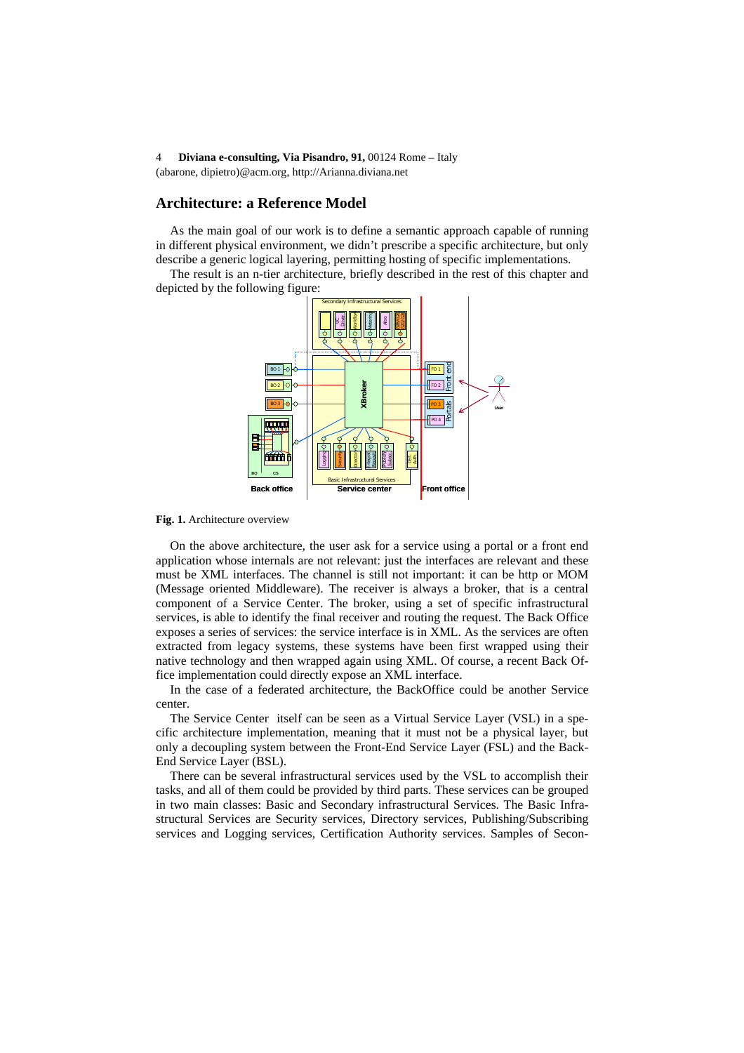4 **Diviana e-consulting, Via Pisandro, 91,** 00124 Rome – Italy
(abarone, dipietro)@acm.org, http://Arianna.diviana.net

## Architecture: a Reference Model

As the main goal of our work is to define a semantic approach capable of running in different physical environment, we didn't prescribe a specific architecture, but only describe a generic logical layering, permitting hosting of specific implementations.

The result is an n-tier architecture, briefly described in the rest of this chapter and depicted by the following figure:

**Fig. 1.** Architecture overview

On the above architecture, the user ask for a service using a portal or a front end application whose internals are not relevant: just the interfaces are relevant and these must be XML interfaces. The channel is still not important: it can be http or MOM (Message oriented Middleware). The receiver is always a broker, that is a central component of a Service Center. The broker, using a set of specific infrastructural services, is able to identify the final receiver and routing the request. The Back Office exposes a series of services: the service interface is in XML. As the services are often extracted from legacy systems, these systems have been first wrapped using their native technology and then wrapped again using XML. Of course, a recent Back Office implementation could directly expose an XML interface.

In the case of a federated architecture, the BackOffice could be another Service center.

The Service Center itself can be seen as a Virtual Service Layer (VSL) in a specific architecture implementation, meaning that it must not be a physical layer, but only a decoupling system between the Front-End Service Layer (FSL) and the Back-End Service Layer (BSL).

There can be several infrastructural services used by the VSL to accomplish their tasks, and all of them could be provided by third parts. These services can be grouped in two main classes: Basic and Secondary infrastructural Services. The Basic Infrastructural Services are Security services, Directory services, Publishing/Subscribing services and Logging services, Certification Authority services. Samples of Secon-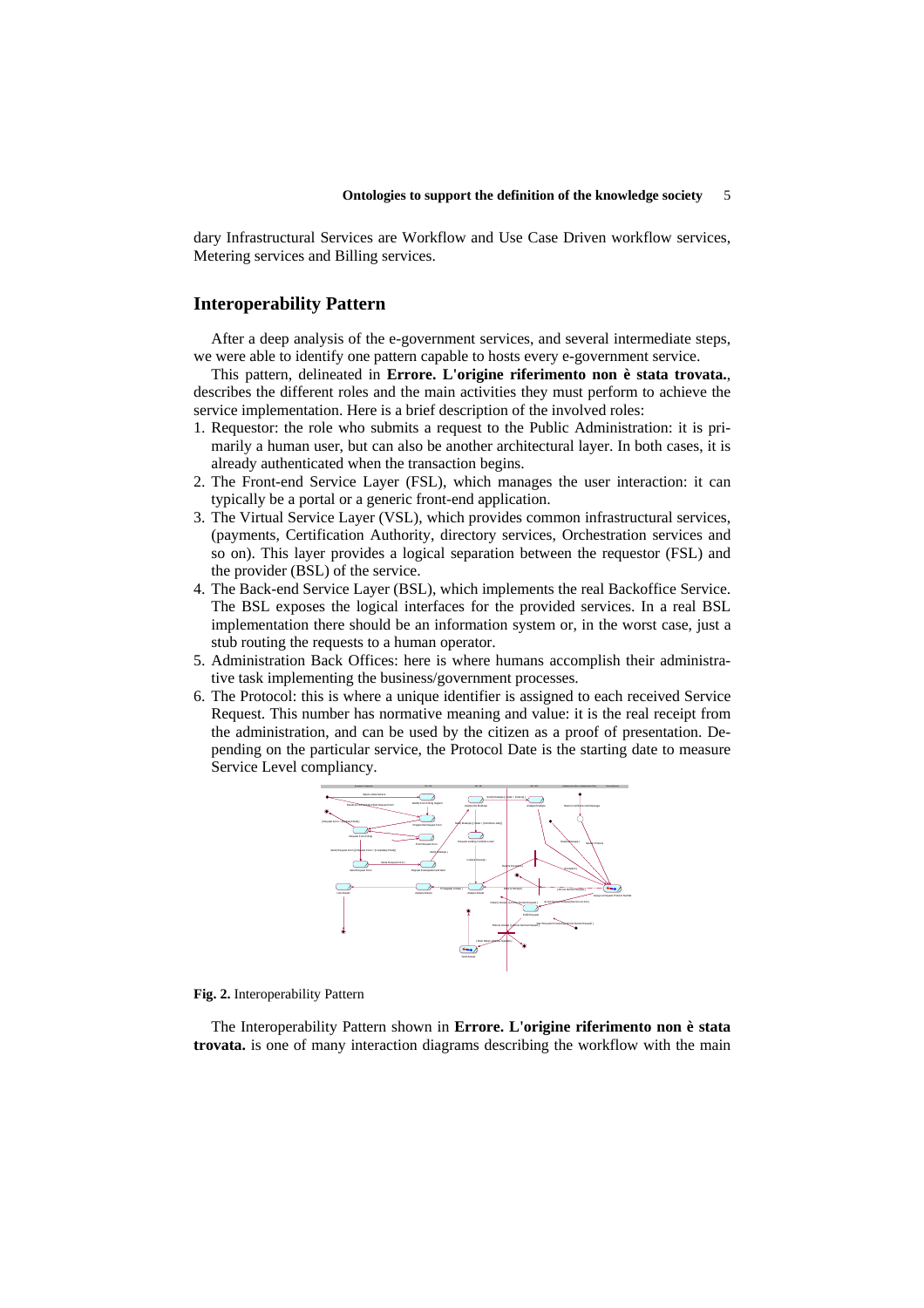dary Infrastructural Services are Workflow and Use Case Driven workflow services, Metering services and Billing services.

## Interoperability Pattern

After a deep analysis of the e-government services, and several intermediate steps, we were able to identify one pattern capable to hosts every e-government service.

This pattern, delineated in **Errore. L'origine riferimento non è stata trovata.**, describes the different roles and the main activities they must perform to achieve the service implementation. Here is a brief description of the involved roles:

1. Requestor: the role who submits a request to the Public Administration: it is primarily a human user, but can also be another architectural layer. In both cases, it is already authenticated when the transaction begins.
2. The Front-end Service Layer (FSL), which manages the user interaction: it can typically be a portal or a generic front-end application.
3. The Virtual Service Layer (VSL), which provides common infrastructural services, (payments, Certification Authority, directory services, Orchestration services and so on). This layer provides a logical separation between the requestor (FSL) and the provider (BSL) of the service.
4. The Back-end Service Layer (BSL), which implements the real Backoffice Service. The BSL exposes the logical interfaces for the provided services. In a real BSL implementation there should be an information system or, in the worst case, just a stub routing the requests to a human operator.
5. Administration Back Offices: here is where humans accomplish their administrative task implementing the business/government processes.
6. The Protocol: this is where a unique identifier is assigned to each received Service Request. This number has normative meaning and value: it is the real receipt from the administration, and can be used by the citizen as a proof of presentation. Depending on the particular service, the Protocol Date is the starting date to measure Service Level compliancy.

**Fig. 2.** Interoperability Pattern

The Interoperability Pattern shown in **Errore. L'origine riferimento non è stata trovata.** is one of many interaction diagrams describing the workflow with the main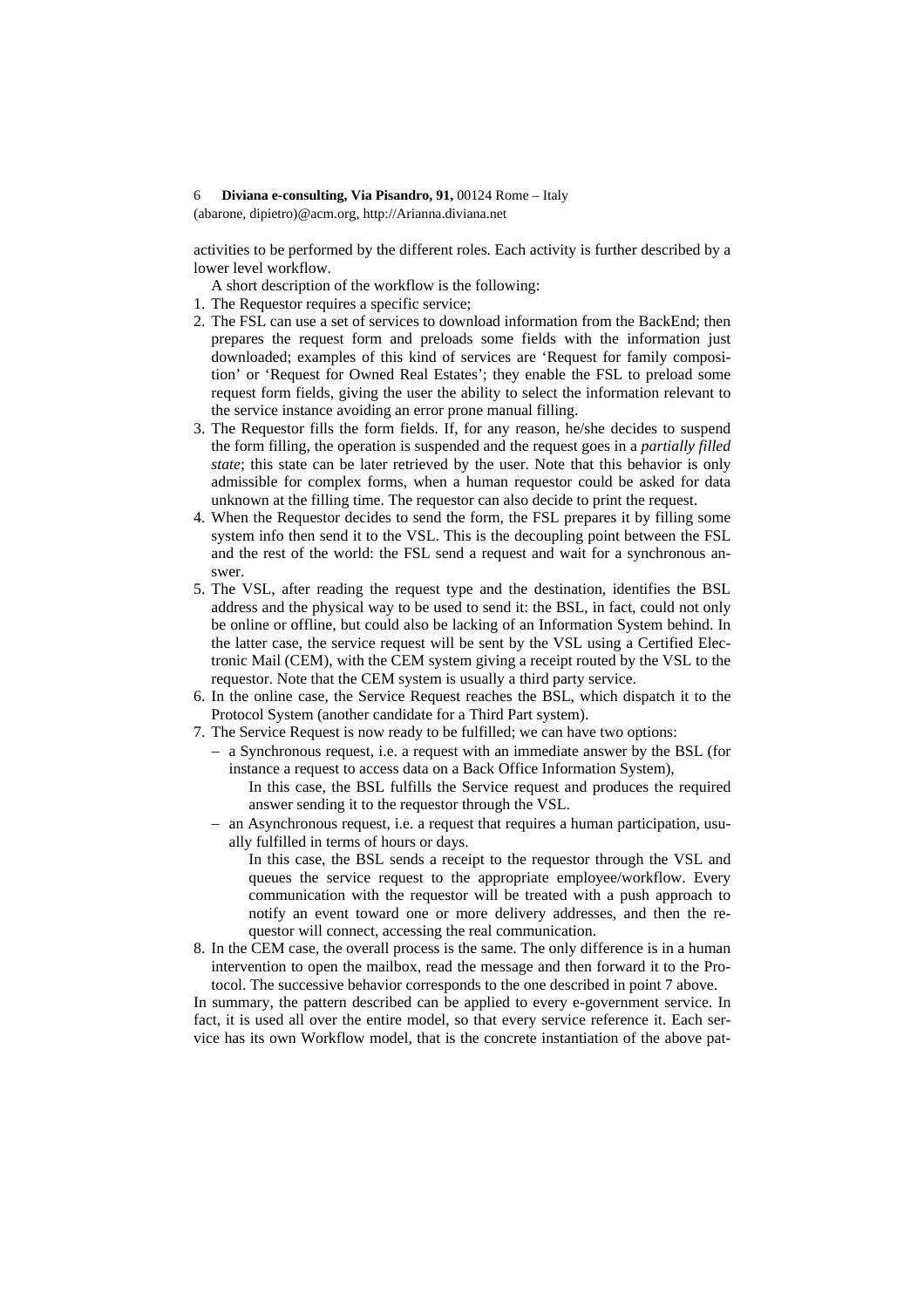activities to be performed by the different roles. Each activity is further described by a lower level workflow.

A short description of the workflow is the following:

1. The Requestor requires a specific service;
2. The FSL can use a set of services to download information from the BackEnd; then prepares the request form and preloads some fields with the information just downloaded; examples of this kind of services are 'Request for family composition' or 'Request for Owned Real Estates'; they enable the FSL to preload some request form fields, giving the user the ability to select the information relevant to the service instance avoiding an error prone manual filling.
3. The Requestor fills the form fields. If, for any reason, he/she decides to suspend the form filling, the operation is suspended and the request goes in a *partially filled state*; this state can be later retrieved by the user. Note that this behavior is only admissible for complex forms, when a human requestor could be asked for data unknown at the filling time. The requestor can also decide to print the request.
4. When the Requestor decides to send the form, the FSL prepares it by filling some system info then send it to the VSL. This is the decoupling point between the FSL and the rest of the world: the FSL send a request and wait for a synchronous answer.
5. The VSL, after reading the request type and the destination, identifies the BSL address and the physical way to be used to send it: the BSL, in fact, could not only be online or offline, but could also be lacking of an Information System behind. In the latter case, the service request will be sent by the VSL using a Certified Electronic Mail (CEM), with the CEM system giving a receipt routed by the VSL to the requestor. Note that the CEM system is usually a third party service.
6. In the online case, the Service Request reaches the BSL, which dispatch it to the Protocol System (another candidate for a Third Part system).
7. The Service Request is now ready to be fulfilled; we can have two options:
   - a Synchronous request, i.e. a request with an immediate answer by the BSL (for instance a request to access data on a Back Office Information System),

     In this case, the BSL fulfills the Service request and produces the required answer sending it to the requestor through the VSL.
   - an Asynchronous request, i.e. a request that requires a human participation, usually fulfilled in terms of hours or days.

     In this case, the BSL sends a receipt to the requestor through the VSL and queues the service request to the appropriate employee/workflow. Every communication with the requestor will be treated with a push approach to notify an event toward one or more delivery addresses, and then the requestor will connect, accessing the real communication.
8. In the CEM case, the overall process is the same. The only difference is in a human intervention to open the mailbox, read the message and then forward it to the Protocol. The successive behavior corresponds to the one described in point 7 above.

In summary, the pattern described can be applied to every e-government service. In fact, it is used all over the entire model, so that every service reference it. Each service has its own Workflow model, that is the concrete instantiation of the above pat-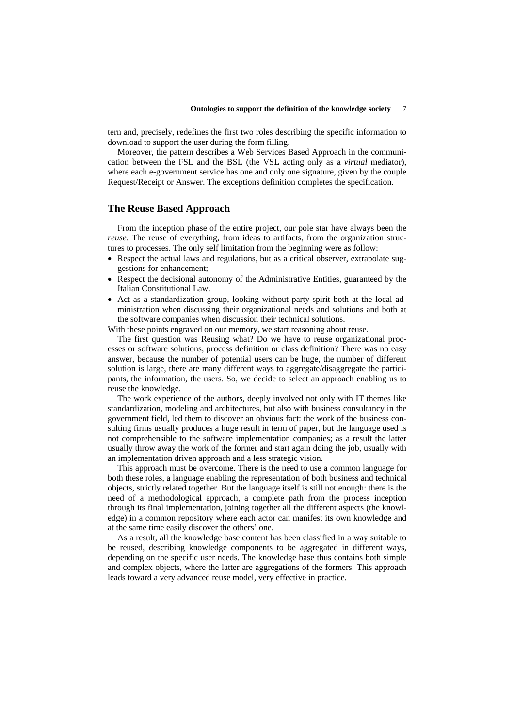tern and, precisely, redefines the first two roles describing the specific information to download to support the user during the form filling.

Moreover, the pattern describes a Web Services Based Approach in the communication between the FSL and the BSL (the VSL acting only as a *virtual* mediator), where each e-government service has one and only one signature, given by the couple Request/Receipt or Answer. The exceptions definition completes the specification.

## The Reuse Based Approach

From the inception phase of the entire project, our pole star have always been the *reuse*. The reuse of everything, from ideas to artifacts, from the organization structures to processes. The only self limitation from the beginning were as follow:

- Respect the actual laws and regulations, but as a critical observer, extrapolate suggestions for enhancement;
- Respect the decisional autonomy of the Administrative Entities, guaranteed by the Italian Constitutional Law.
- Act as a standardization group, looking without party-spirit both at the local administration when discussing their organizational needs and solutions and both at the software companies when discussion their technical solutions.

With these points engraved on our memory, we start reasoning about reuse.

The first question was Reusing what? Do we have to reuse organizational processes or software solutions, process definition or class definition? There was no easy answer, because the number of potential users can be huge, the number of different solution is large, there are many different ways to aggregate/disaggregate the participants, the information, the users. So, we decide to select an approach enabling us to reuse the knowledge.

The work experience of the authors, deeply involved not only with IT themes like standardization, modeling and architectures, but also with business consultancy in the government field, led them to discover an obvious fact: the work of the business consulting firms usually produces a huge result in term of paper, but the language used is not comprehensible to the software implementation companies; as a result the latter usually throw away the work of the former and start again doing the job, usually with an implementation driven approach and a less strategic vision.

This approach must be overcome. There is the need to use a common language for both these roles, a language enabling the representation of both business and technical objects, strictly related together. But the language itself is still not enough: there is the need of a methodological approach, a complete path from the process inception through its final implementation, joining together all the different aspects (the knowledge) in a common repository where each actor can manifest its own knowledge and at the same time easily discover the others' one.

As a result, all the knowledge base content has been classified in a way suitable to be reused, describing knowledge components to be aggregated in different ways, depending on the specific user needs. The knowledge base thus contains both simple and complex objects, where the latter are aggregations of the formers. This approach leads toward a very advanced reuse model, very effective in practice.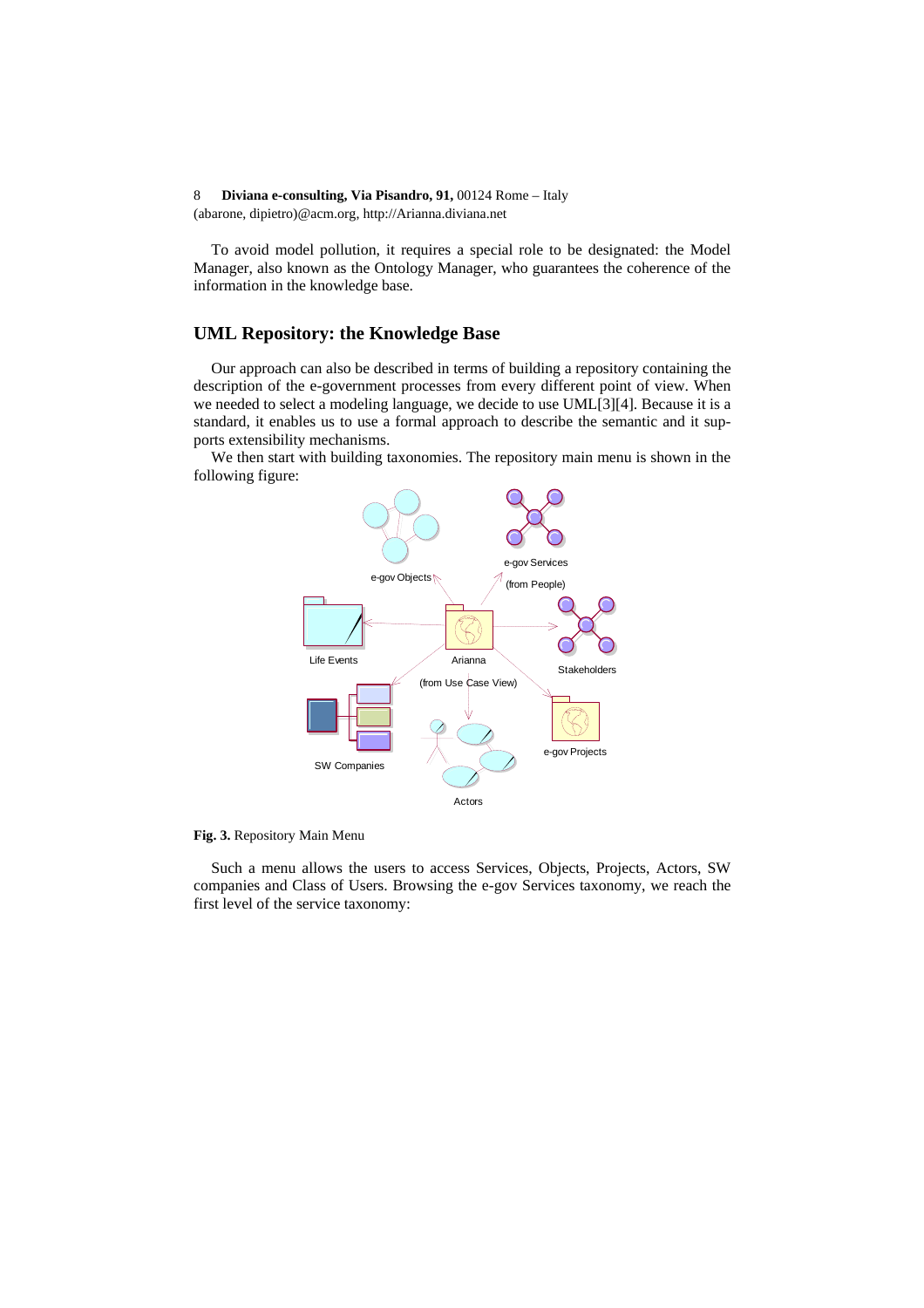To avoid model pollution, it requires a special role to be designated: the Model Manager, also known as the Ontology Manager, who guarantees the coherence of the information in the knowledge base.

## UML Repository: the Knowledge Base

Our approach can also be described in terms of building a repository containing the description of the e-government processes from every different point of view. When we needed to select a modeling language, we decide to use UML[3][4]. Because it is a standard, it enables us to use a formal approach to describe the semantic and it supports extensibility mechanisms.

We then start with building taxonomies. The repository main menu is shown in the following figure:

**Fig. 3.** Repository Main Menu

Such a menu allows the users to access Services, Objects, Projects, Actors, SW companies and Class of Users. Browsing the e-gov Services taxonomy, we reach the first level of the service taxonomy: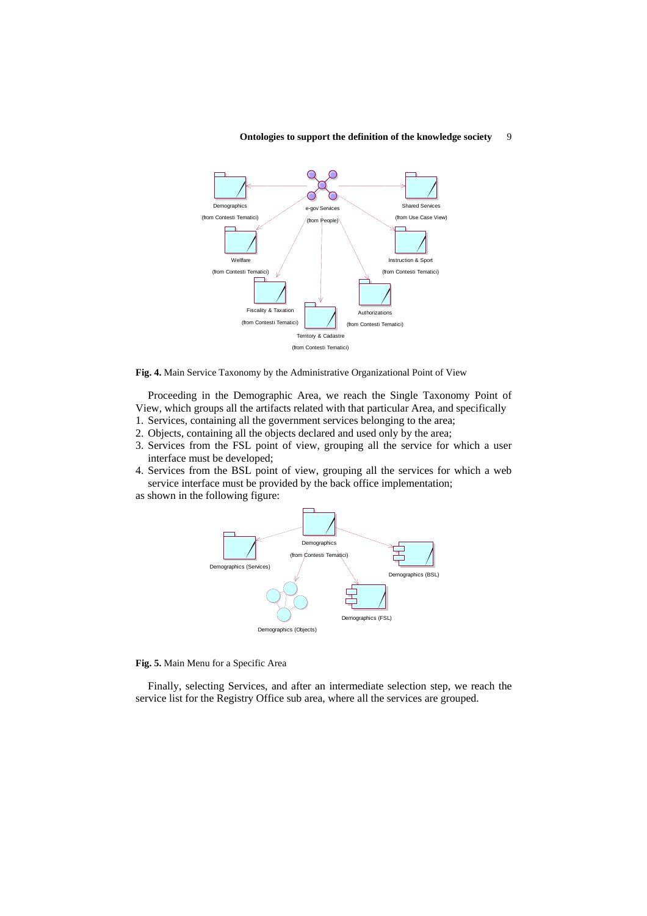**Fig. 4.** Main Service Taxonomy by the Administrative Organizational Point of View

Proceeding in the Demographic Area, we reach the Single Taxonomy Point of View, which groups all the artifacts related with that particular Area, and specifically

1. Services, containing all the government services belonging to the area;
2. Objects, containing all the objects declared and used only by the area;
3. Services from the FSL point of view, grouping all the service for which a user interface must be developed;
4. Services from the BSL point of view, grouping all the services for which a web service interface must be provided by the back office implementation;

as shown in the following figure:

**Fig. 5.** Main Menu for a Specific Area

Finally, selecting Services, and after an intermediate selection step, we reach the service list for the Registry Office sub area, where all the services are grouped.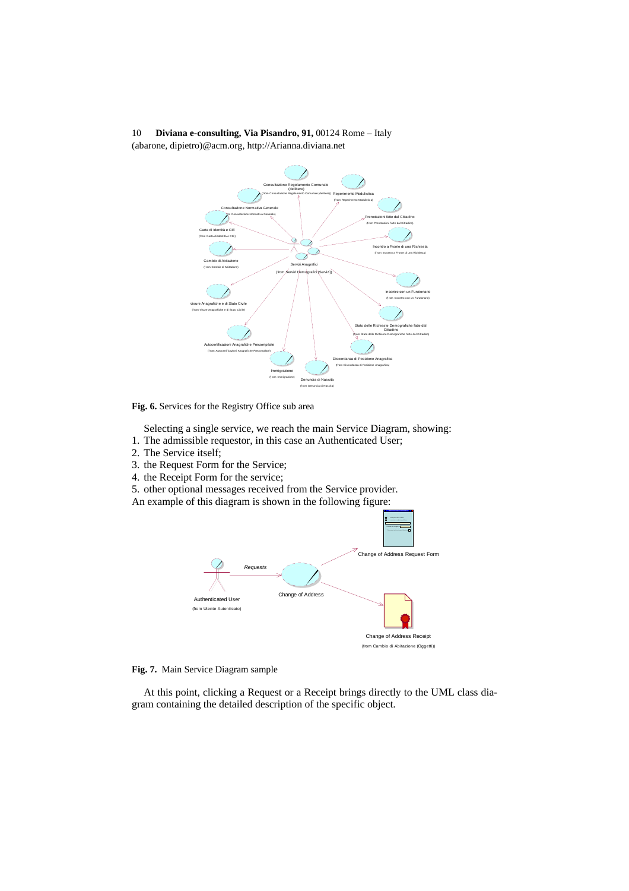**Fig. 6.** Services for the Registry Office sub area

Selecting a single service, we reach the main Service Diagram, showing:

1. The admissible requestor, in this case an Authenticated User;
2. The Service itself;
3. the Request Form for the Service;
4. the Receipt Form for the service;
5. other optional messages received from the Service provider.

An example of this diagram is shown in the following figure:

**Fig. 7.** Main Service Diagram sample

At this point, clicking a Request or a Receipt brings directly to the UML class diagram containing the detailed description of the specific object.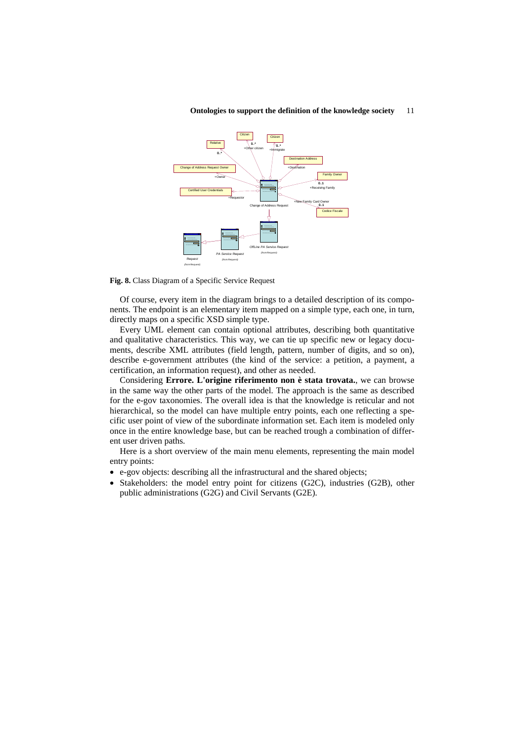**Fig. 8.** Class Diagram of a Specific Service Request

Of course, every item in the diagram brings to a detailed description of its components. The endpoint is an elementary item mapped on a simple type, each one, in turn, directly maps on a specific XSD simple type.

Every UML element can contain optional attributes, describing both quantitative and qualitative characteristics. This way, we can tie up specific new or legacy documents, describe XML attributes (field length, pattern, number of digits, and so on), describe e-government attributes (the kind of the service: a petition, a payment, a certification, an information request), and other as needed.

Considering **Errore. L'origine riferimento non è stata trovata.**, we can browse in the same way the other parts of the model. The approach is the same as described for the e-gov taxonomies. The overall idea is that the knowledge is reticular and not hierarchical, so the model can have multiple entry points, each one reflecting a specific user point of view of the subordinate information set. Each item is modeled only once in the entire knowledge base, but can be reached trough a combination of different user driven paths.

Here is a short overview of the main menu elements, representing the main model entry points:

- e-gov objects: describing all the infrastructural and the shared objects;
- Stakeholders: the model entry point for citizens (G2C), industries (G2B), other public administrations (G2G) and Civil Servants (G2E).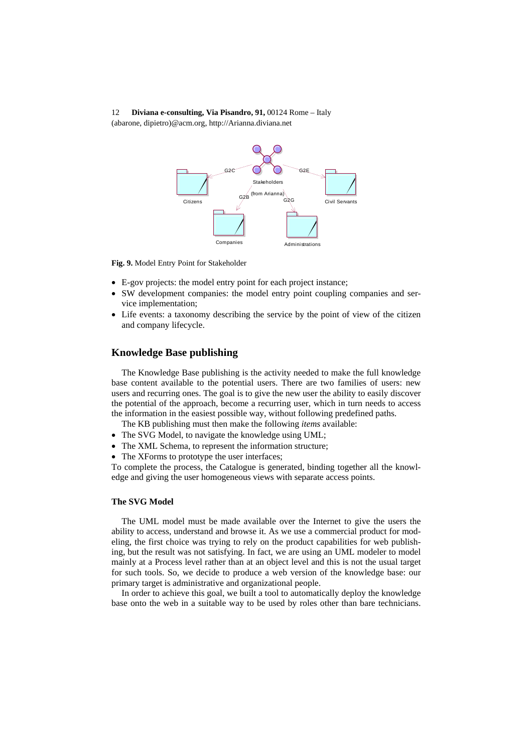**Fig. 9.** Model Entry Point for Stakeholder

- E-gov projects: the model entry point for each project instance;
- SW development companies: the model entry point coupling companies and service implementation;
- Life events: a taxonomy describing the service by the point of view of the citizen and company lifecycle.

## Knowledge Base publishing

The Knowledge Base publishing is the activity needed to make the full knowledge base content available to the potential users. There are two families of users: new users and recurring ones. The goal is to give the new user the ability to easily discover the potential of the approach, become a recurring user, which in turn needs to access the information in the easiest possible way, without following predefined paths.

The KB publishing must then make the following *items* available:

- The SVG Model, to navigate the knowledge using UML;
- The XML Schema, to represent the information structure;
- The XForms to prototype the user interfaces;

To complete the process, the Catalogue is generated, binding together all the knowledge and giving the user homogeneous views with separate access points.

### The SVG Model

The UML model must be made available over the Internet to give the users the ability to access, understand and browse it. As we use a commercial product for modeling, the first choice was trying to rely on the product capabilities for web publishing, but the result was not satisfying. In fact, we are using an UML modeler to model mainly at a Process level rather than at an object level and this is not the usual target for such tools. So, we decide to produce a web version of the knowledge base: our primary target is administrative and organizational people.

In order to achieve this goal, we built a tool to automatically deploy the knowledge base onto the web in a suitable way to be used by roles other than bare technicians.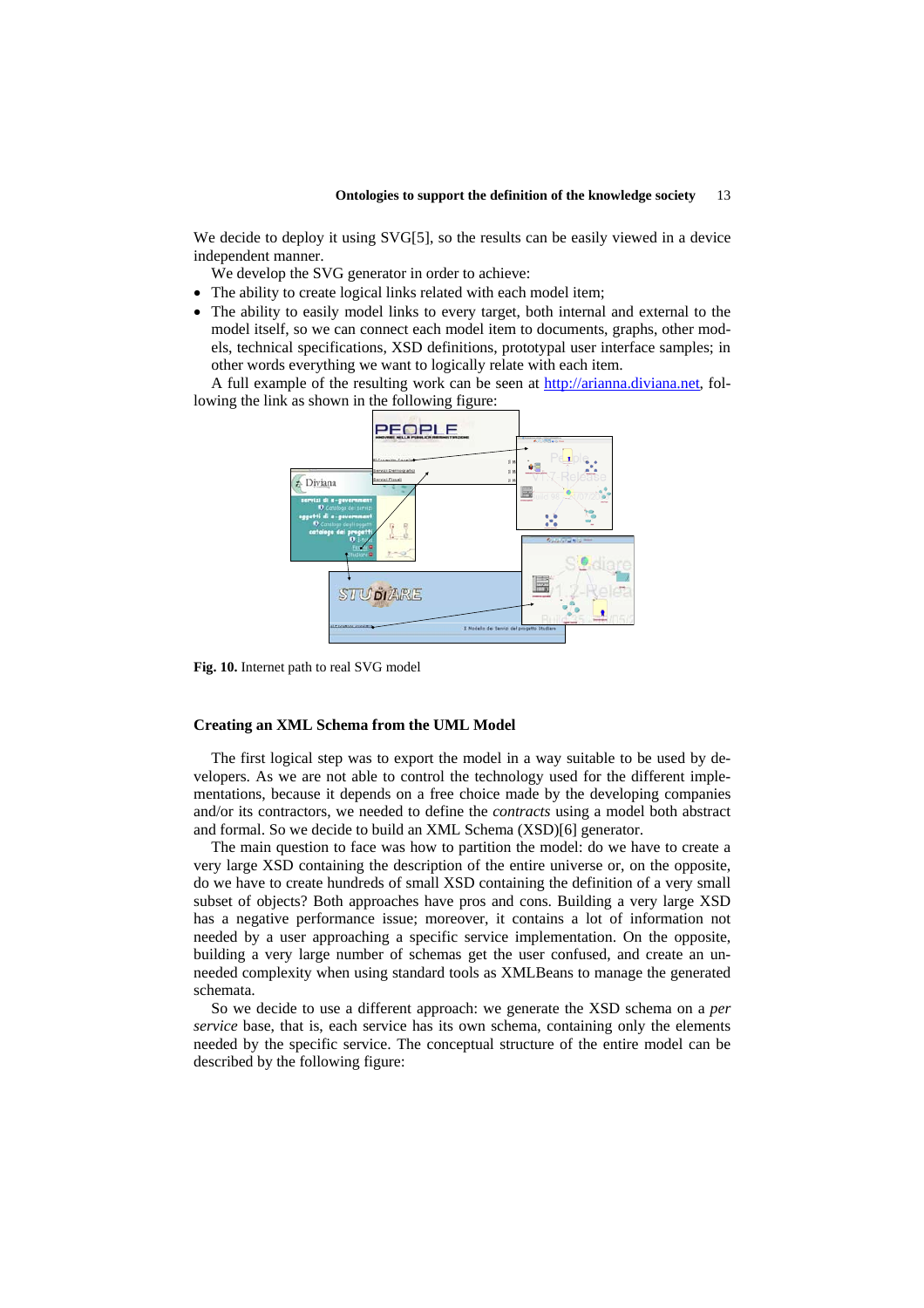We decide to deploy it using SVG[5], so the results can be easily viewed in a device independent manner.

We develop the SVG generator in order to achieve:

- The ability to create logical links related with each model item;
- The ability to easily model links to every target, both internal and external to the model itself, so we can connect each model item to documents, graphs, other models, technical specifications, XSD definitions, prototypal user interface samples; in other words everything we want to logically relate with each item.

A full example of the resulting work can be seen at http://arianna.diviana.net, following the link as shown in the following figure:

**Fig. 10.** Internet path to real SVG model

### Creating an XML Schema from the UML Model

The first logical step was to export the model in a way suitable to be used by developers. As we are not able to control the technology used for the different implementations, because it depends on a free choice made by the developing companies and/or its contractors, we needed to define the *contracts* using a model both abstract and formal. So we decide to build an XML Schema (XSD)[6] generator.

The main question to face was how to partition the model: do we have to create a very large XSD containing the description of the entire universe or, on the opposite, do we have to create hundreds of small XSD containing the definition of a very small subset of objects? Both approaches have pros and cons. Building a very large XSD has a negative performance issue; moreover, it contains a lot of information not needed by a user approaching a specific service implementation. On the opposite, building a very large number of schemas get the user confused, and create an unneeded complexity when using standard tools as XMLBeans to manage the generated schemata.

So we decide to use a different approach: we generate the XSD schema on a *per service* base, that is, each service has its own schema, containing only the elements needed by the specific service. The conceptual structure of the entire model can be described by the following figure: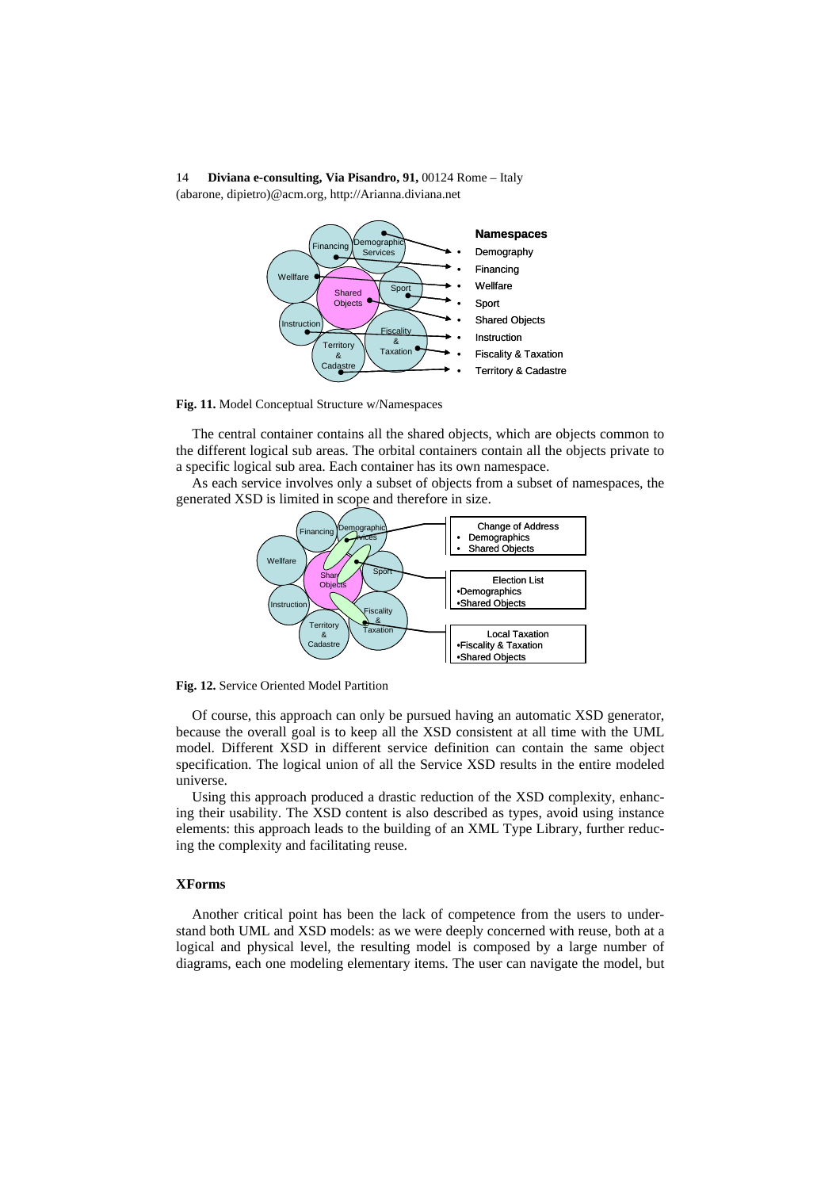**Fig. 11.** Model Conceptual Structure w/Namespaces

The central container contains all the shared objects, which are objects common to the different logical sub areas. The orbital containers contain all the objects private to a specific logical sub area. Each container has its own namespace.

As each service involves only a subset of objects from a subset of namespaces, the generated XSD is limited in scope and therefore in size.

**Fig. 12.** Service Oriented Model Partition

Of course, this approach can only be pursued having an automatic XSD generator, because the overall goal is to keep all the XSD consistent at all time with the UML model. Different XSD in different service definition can contain the same object specification. The logical union of all the Service XSD results in the entire modeled universe.

Using this approach produced a drastic reduction of the XSD complexity, enhancing their usability. The XSD content is also described as types, avoid using instance elements: this approach leads to the building of an XML Type Library, further reducing the complexity and facilitating reuse.

### XForms

Another critical point has been the lack of competence from the users to understand both UML and XSD models: as we were deeply concerned with reuse, both at a logical and physical level, the resulting model is composed by a large number of diagrams, each one modeling elementary items. The user can navigate the model, but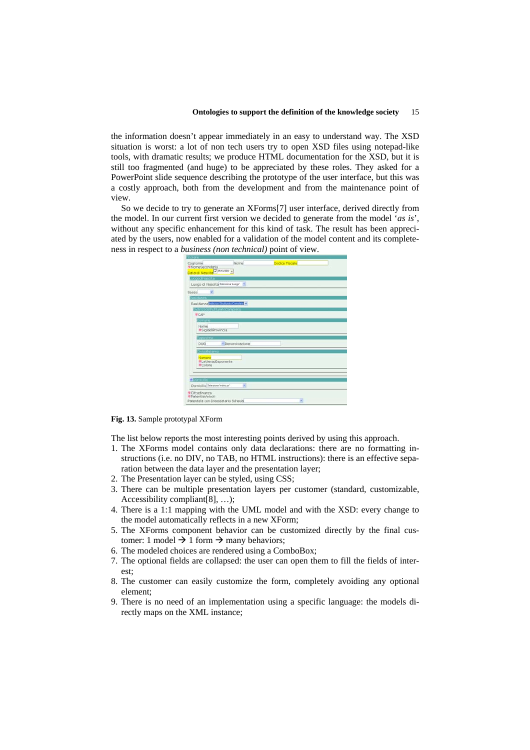the information doesn't appear immediately in an easy to understand way. The XSD situation is worst: a lot of non tech users try to open XSD files using notepad-like tools, with dramatic results; we produce HTML documentation for the XSD, but it is still too fragmented (and huge) to be appreciated by these roles. They asked for a PowerPoint slide sequence describing the prototype of the user interface, but this was a costly approach, both from the development and from the maintenance point of view.

So we decide to try to generate an XForms[7] user interface, derived directly from the model. In our current first version we decided to generate from the model '*as is*', without any specific enhancement for this kind of task. The result has been appreciated by the users, now enabled for a validation of the model content and its completeness in respect to a *business (non technical)* point of view.

**Fig. 13.** Sample prototypal XForm

The list below reports the most interesting points derived by using this approach.

1. The XForms model contains only data declarations: there are no formatting instructions (i.e. no DIV, no TAB, no HTML instructions): there is an effective separation between the data layer and the presentation layer;
2. The Presentation layer can be styled, using CSS;
3. There can be multiple presentation layers per customer (standard, customizable, Accessibility compliant[8], …);
4. There is a 1:1 mapping with the UML model and with the XSD: every change to the model automatically reflects in a new XForm;
5. The XForms component behavior can be customized directly by the final customer: 1 model → 1 form → many behaviors;
6. The modeled choices are rendered using a ComboBox;
7. The optional fields are collapsed: the user can open them to fill the fields of interest;
8. The customer can easily customize the form, completely avoiding any optional element;
9. There is no need of an implementation using a specific language: the models directly maps on the XML instance;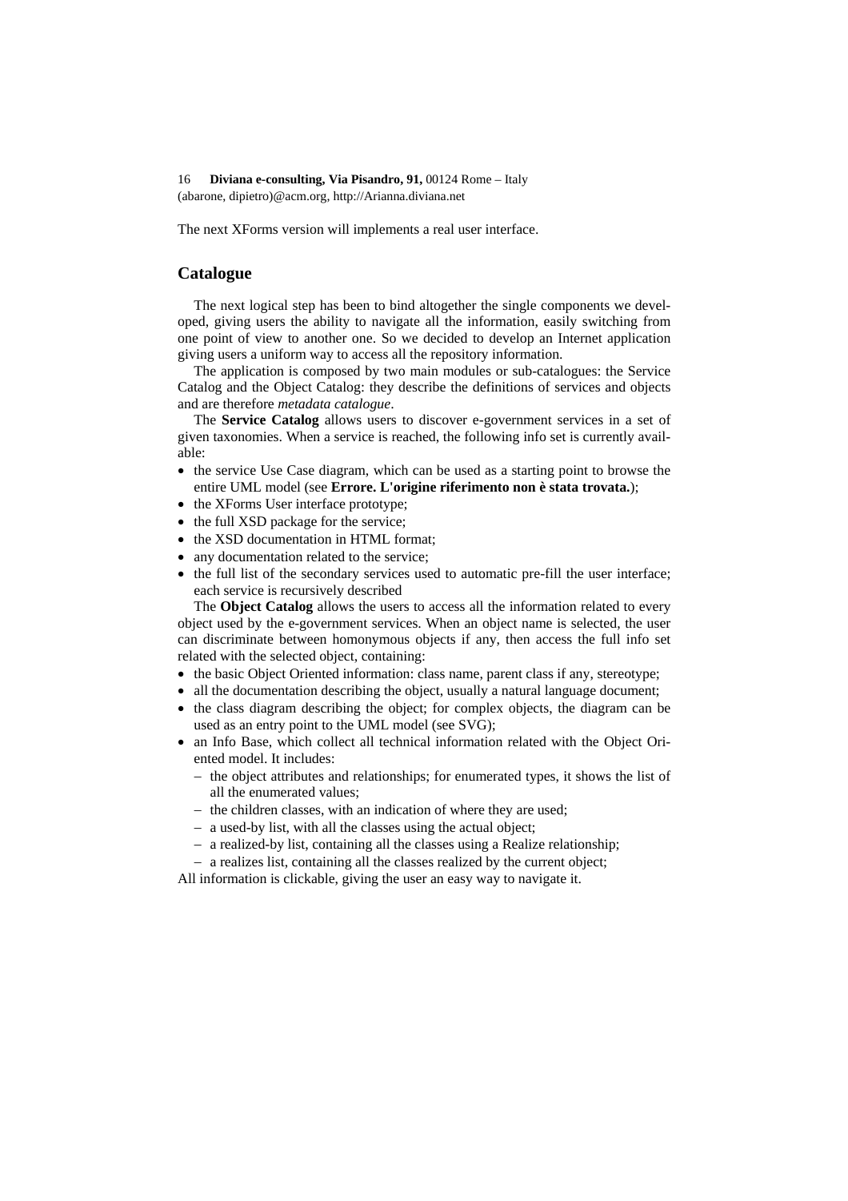The next XForms version will implements a real user interface.

## Catalogue

The next logical step has been to bind altogether the single components we developed, giving users the ability to navigate all the information, easily switching from one point of view to another one. So we decided to develop an Internet application giving users a uniform way to access all the repository information.

The application is composed by two main modules or sub-catalogues: the Service Catalog and the Object Catalog: they describe the definitions of services and objects and are therefore *metadata catalogue*.

The **Service Catalog** allows users to discover e-government services in a set of given taxonomies. When a service is reached, the following info set is currently available:

- the service Use Case diagram, which can be used as a starting point to browse the entire UML model (see **Errore. L'origine riferimento non è stata trovata.**);
- the XForms User interface prototype;
- the full XSD package for the service;
- the XSD documentation in HTML format;
- any documentation related to the service;
- the full list of the secondary services used to automatic pre-fill the user interface; each service is recursively described

The **Object Catalog** allows the users to access all the information related to every object used by the e-government services. When an object name is selected, the user can discriminate between homonymous objects if any, then access the full info set related with the selected object, containing:

- the basic Object Oriented information: class name, parent class if any, stereotype;
- all the documentation describing the object, usually a natural language document;
- the class diagram describing the object; for complex objects, the diagram can be used as an entry point to the UML model (see SVG);
- an Info Base, which collect all technical information related with the Object Oriented model. It includes:
  - the object attributes and relationships; for enumerated types, it shows the list of all the enumerated values;
  - the children classes, with an indication of where they are used;
  - a used-by list, with all the classes using the actual object;
  - a realized-by list, containing all the classes using a Realize relationship;
  - a realizes list, containing all the classes realized by the current object;

All information is clickable, giving the user an easy way to navigate it.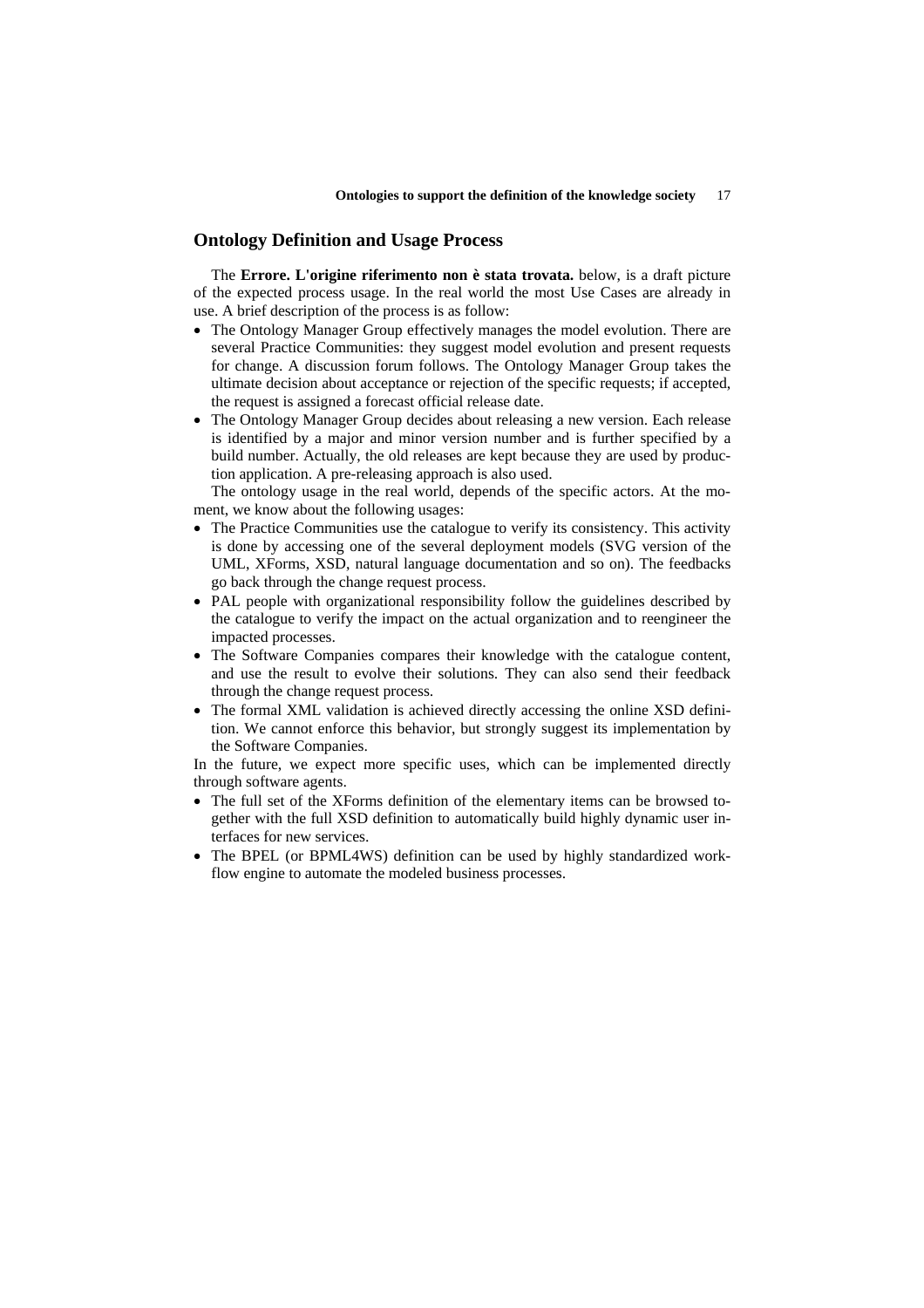## Ontology Definition and Usage Process

The **Errore. L'origine riferimento non è stata trovata.** below, is a draft picture of the expected process usage. In the real world the most Use Cases are already in use. A brief description of the process is as follow:

- The Ontology Manager Group effectively manages the model evolution. There are several Practice Communities: they suggest model evolution and present requests for change. A discussion forum follows. The Ontology Manager Group takes the ultimate decision about acceptance or rejection of the specific requests; if accepted, the request is assigned a forecast official release date.
- The Ontology Manager Group decides about releasing a new version. Each release is identified by a major and minor version number and is further specified by a build number. Actually, the old releases are kept because they are used by production application. A pre-releasing approach is also used.

The ontology usage in the real world, depends of the specific actors. At the moment, we know about the following usages:

- The Practice Communities use the catalogue to verify its consistency. This activity is done by accessing one of the several deployment models (SVG version of the UML, XForms, XSD, natural language documentation and so on). The feedbacks go back through the change request process.
- PAL people with organizational responsibility follow the guidelines described by the catalogue to verify the impact on the actual organization and to reengineer the impacted processes.
- The Software Companies compares their knowledge with the catalogue content, and use the result to evolve their solutions. They can also send their feedback through the change request process.
- The formal XML validation is achieved directly accessing the online XSD definition. We cannot enforce this behavior, but strongly suggest its implementation by the Software Companies.

In the future, we expect more specific uses, which can be implemented directly through software agents.

- The full set of the XForms definition of the elementary items can be browsed together with the full XSD definition to automatically build highly dynamic user interfaces for new services.
- The BPEL (or BPML4WS) definition can be used by highly standardized workflow engine to automate the modeled business processes.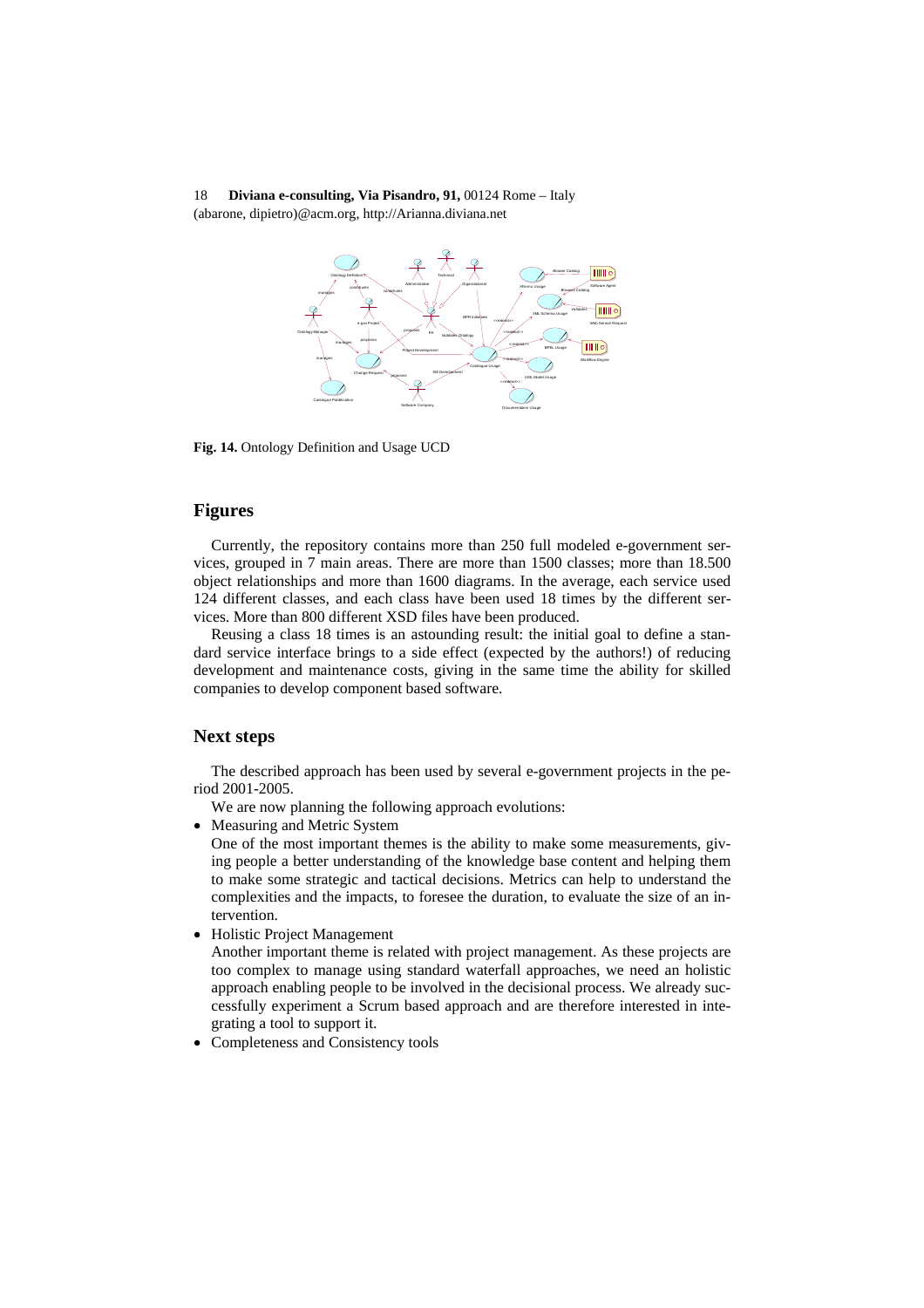Fig. 14. Ontology Definition and Usage UCD

## Figures

Currently, the repository contains more than 250 full modeled e-government services, grouped in 7 main areas. There are more than 1500 classes; more than 18.500 object relationships and more than 1600 diagrams. In the average, each service used 124 different classes, and each class have been used 18 times by the different services. More than 800 different XSD files have been produced.

Reusing a class 18 times is an astounding result: the initial goal to define a standard service interface brings to a side effect (expected by the authors!) of reducing development and maintenance costs, giving in the same time the ability for skilled companies to develop component based software.

## Next steps

The described approach has been used by several e-government projects in the period 2001-2005.

We are now planning the following approach evolutions:

- Measuring and Metric System
  One of the most important themes is the ability to make some measurements, giving people a better understanding of the knowledge base content and helping them to make some strategic and tactical decisions. Metrics can help to understand the complexities and the impacts, to foresee the duration, to evaluate the size of an intervention.
- Holistic Project Management
  Another important theme is related with project management. As these projects are too complex to manage using standard waterfall approaches, we need an holistic approach enabling people to be involved in the decisional process. We already successfully experiment a Scrum based approach and are therefore interested in integrating a tool to support it.
- Completeness and Consistency tools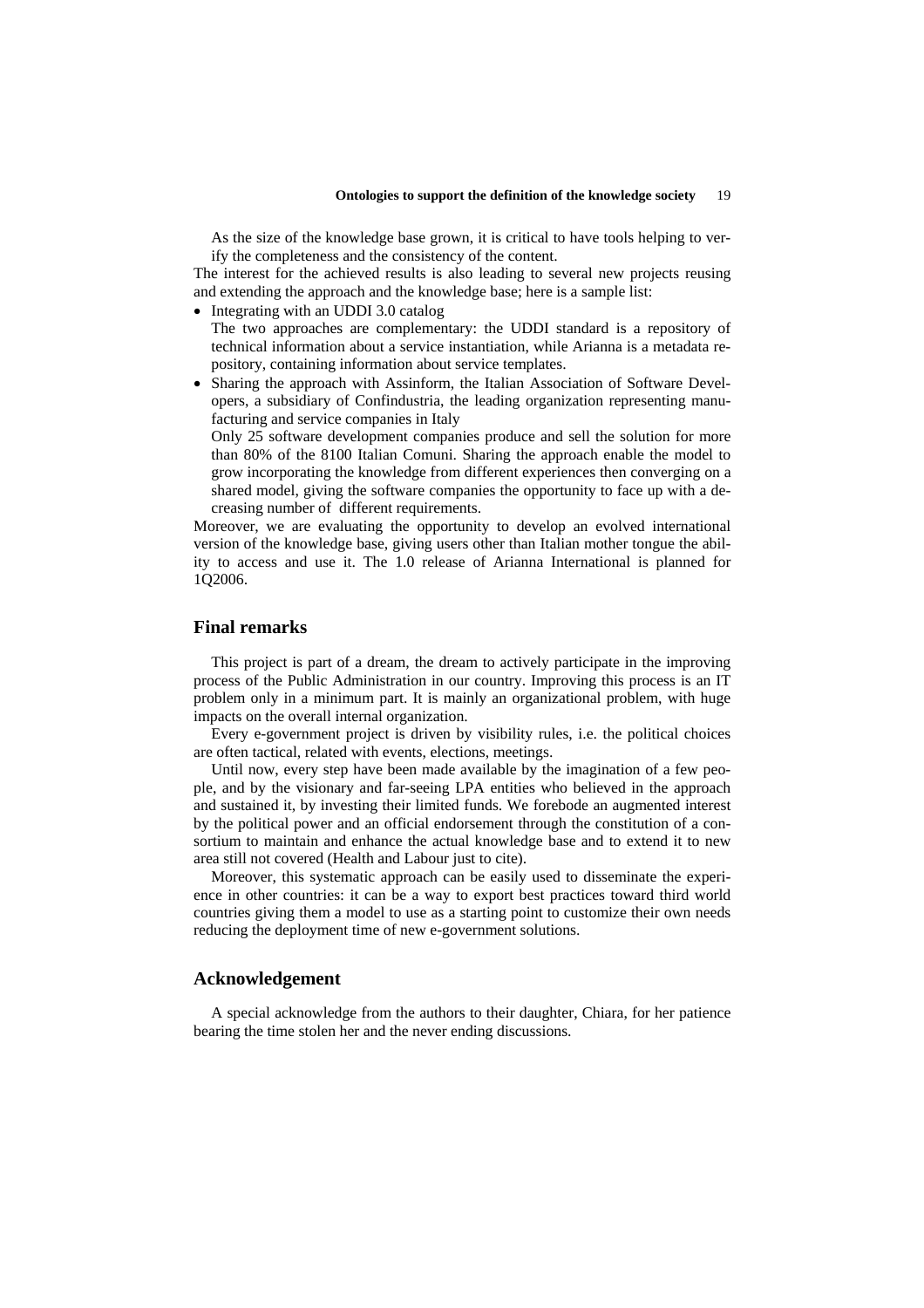As the size of the knowledge base grown, it is critical to have tools helping to verify the completeness and the consistency of the content.

The interest for the achieved results is also leading to several new projects reusing and extending the approach and the knowledge base; here is a sample list:

- Integrating with an UDDI 3.0 catalog
  The two approaches are complementary: the UDDI standard is a repository of technical information about a service instantiation, while Arianna is a metadata repository, containing information about service templates.
- Sharing the approach with Assinform, the Italian Association of Software Developers, a subsidiary of Confindustria, the leading organization representing manufacturing and service companies in Italy
  Only 25 software development companies produce and sell the solution for more than 80% of the 8100 Italian Comuni. Sharing the approach enable the model to grow incorporating the knowledge from different experiences then converging on a shared model, giving the software companies the opportunity to face up with a decreasing number of different requirements.

Moreover, we are evaluating the opportunity to develop an evolved international version of the knowledge base, giving users other than Italian mother tongue the ability to access and use it. The 1.0 release of Arianna International is planned for 1Q2006.

## Final remarks

This project is part of a dream, the dream to actively participate in the improving process of the Public Administration in our country. Improving this process is an IT problem only in a minimum part. It is mainly an organizational problem, with huge impacts on the overall internal organization.

Every e-government project is driven by visibility rules, i.e. the political choices are often tactical, related with events, elections, meetings.

Until now, every step have been made available by the imagination of a few people, and by the visionary and far-seeing LPA entities who believed in the approach and sustained it, by investing their limited funds. We forebode an augmented interest by the political power and an official endorsement through the constitution of a consortium to maintain and enhance the actual knowledge base and to extend it to new area still not covered (Health and Labour just to cite).

Moreover, this systematic approach can be easily used to disseminate the experience in other countries: it can be a way to export best practices toward third world countries giving them a model to use as a starting point to customize their own needs reducing the deployment time of new e-government solutions.

## Acknowledgement

A special acknowledge from the authors to their daughter, Chiara, for her patience bearing the time stolen her and the never ending discussions.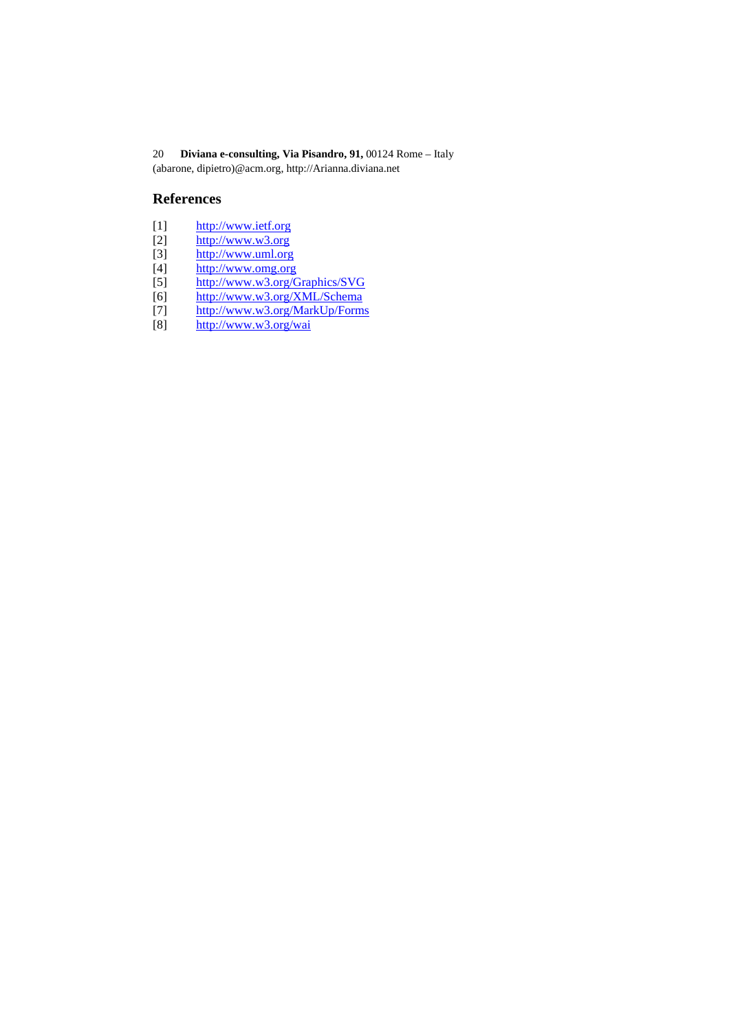20 **Diviana e-consulting, Via Pisandro, 91,** 00124 Rome – Italy
(abarone, dipietro)@acm.org, http://Arianna.diviana.net

## References

[1] http://www.ietf.org
[2] http://www.w3.org
[3] http://www.uml.org
[4] http://www.omg.org
[5] http://www.w3.org/Graphics/SVG
[6] http://www.w3.org/XML/Schema
[7] http://www.w3.org/MarkUp/Forms
[8] http://www.w3.org/wai